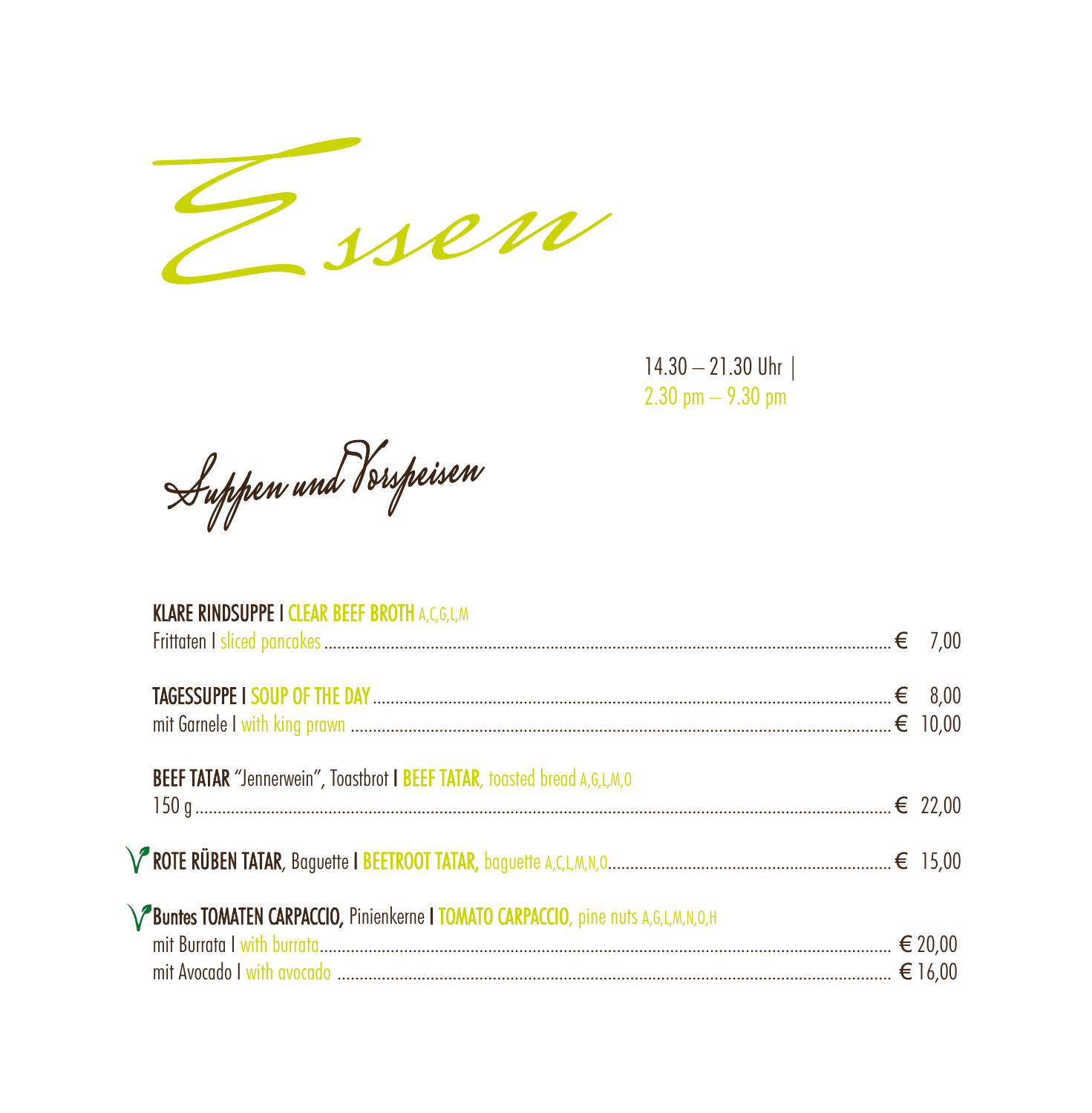# Essen

14.30 – 21.30 Uhr |
2.30 pm – 9.30 pm

## Suppen und Vorspeisen

**KLARE RINDSUPPE I CLEAR BEEF BROTH** A,C,G,L,M
Frittaten I sliced pancakes ........ € 7,00

**TAGESSUPPE I SOUP OF THE DAY** ........ € 8,00
mit Garnele I with king prawn ........ € 10,00

**BEEF TATAR** "Jennerwein", Toastbrot **I BEEF TATAR**, toasted bread A,G,L,M,O
150 g ........ € 22,00

**ROTE RÜBEN TATAR**, Baguette **I BEETROOT TATAR,** baguette A,C,L,M,N,O ........ € 15,00

**Buntes TOMATEN CARPACCIO,** Pinienkerne **I TOMATO CARPACCIO**, pine nuts A,G,L,M,N,O,H
mit Burrata I with burrata ........ € 20,00
mit Avocado I with avocado ........ € 16,00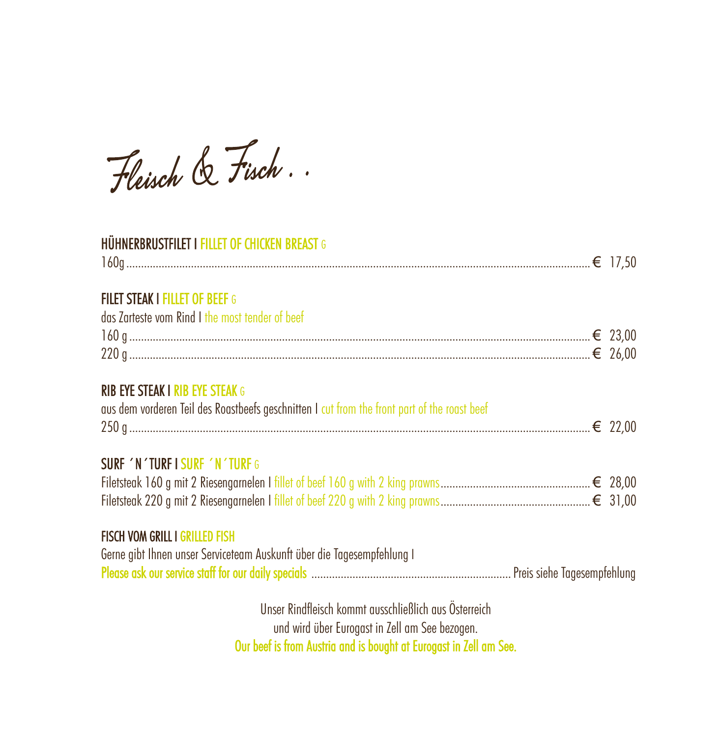# Fleisch & Fisch . .

**HÜHNERBRUSTFILET I FILLET OF CHICKEN BREAST** G

160g ............................................................ € 17,50

**FILET STEAK I FILLET OF BEEF** G

das Zarteste vom Rind I the most tender of beef

160 g ............................................................ € 23,00

220 g ............................................................ € 26,00

**RIB EYE STEAK I RIB EYE STEAK** G

aus dem vorderen Teil des Roastbeefs geschnitten I cut from the front part of the roast beef

250 g ............................................................ € 22,00

**SURF ´N´TURF I SURF ´N´TURF** G

Filetsteak 160 g mit 2 Riesengarnelen I fillet of beef 160 g with 2 king prawns ........................ € 28,00

Filetsteak 220 g mit 2 Riesengarnelen I fillet of beef 220 g with 2 king prawns ........................ € 31,00

**FISCH VOM GRILL I GRILLED FISH**

Gerne gibt Ihnen unser Serviceteam Auskunft über die Tagesempfehlung I

**Please ask our service staff for our daily specials** ........................ Preis siehe Tagesempfehlung

Unser Rindfleisch kommt ausschließlich aus Österreich
und wird über Eurogast in Zell am See bezogen.
**Our beef is from Austria and is bought at Eurogast in Zell am See.**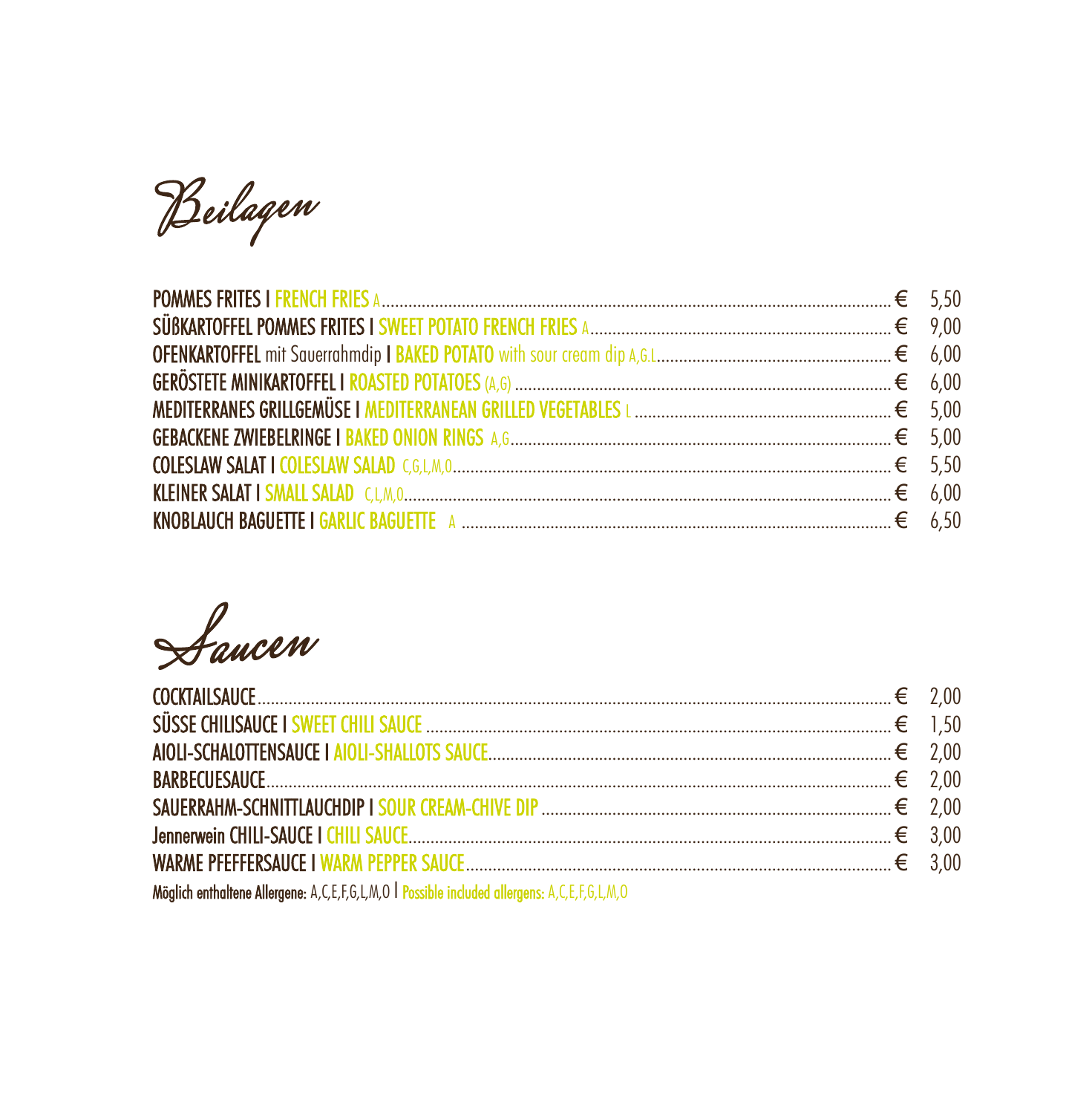# Beilagen

| | |
|---|---|
| **POMMES FRITES I FRENCH FRIES** A | € 5,50 |
| **SÜßKARTOFFEL POMMES FRITES I SWEET POTATO FRENCH FRIES** A | € 9,00 |
| **OFENKARTOFFEL** mit Sauerrahmdip **I BAKED POTATO** with sour cream dip A,G.L. | € 6,00 |
| **GERÖSTETE MINIKARTOFFEL I ROASTED POTATOES** (A,G) | € 6,00 |
| **MEDITERRANES GRILLGEMÜSE I MEDITERRANEAN GRILLED VEGETABLES** L | € 5,00 |
| **GEBACKENE ZWIEBELRINGE I BAKED ONION RINGS** A,G | € 5,00 |
| **COLESLAW SALAT I COLESLAW SALAD** C,G,L,M,O | € 5,50 |
| **KLEINER SALAT I SMALL SALAD** C,L,M,O | € 6,00 |
| **KNOBLAUCH BAGUETTE I GARLIC BAGUETTE** A | € 6,50 |

# Saucen

| | |
|---|---|
| COCKTAILSAUCE | € 2,00 |
| SÜSSE CHILISAUCE I SWEET CHILI SAUCE | € 1,50 |
| AIOLI-SCHALOTTENSAUCE I AIOLI-SHALLOTS SAUCE | € 2,00 |
| BARBECUESAUCE | € 2,00 |
| SAUERRAHM-SCHNITTLAUCHDIP I SOUR CREAM-CHIVE DIP | € 2,00 |
| Jennerwein CHILI-SAUCE I CHILI SAUCE | € 3,00 |
| WARME PFEFFERSAUCE I WARM PEPPER SAUCE | € 3,00 |

**Möglich enthaltene Allergene:** A,C,E,F,G,L,M,O I **Possible included allergens:** A,C,E,F,G,L,M,O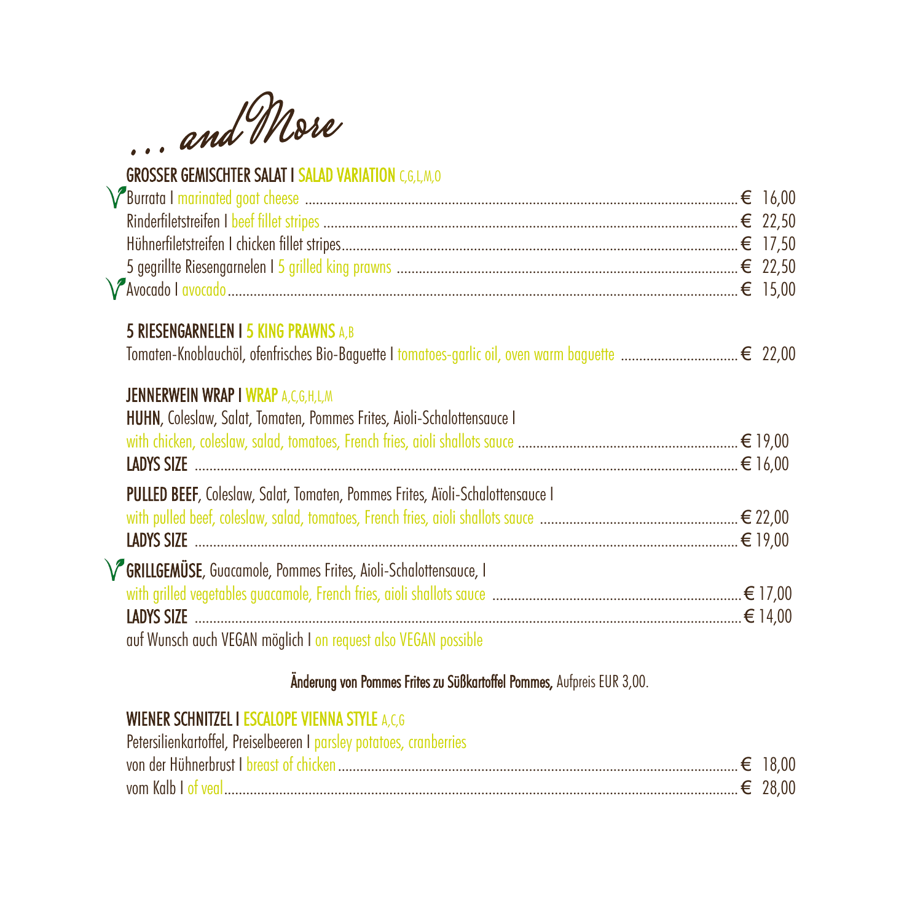# ... and More

## GROSSER GEMISCHTER SALAT I SALAD VARIATION C,G,L,M,O

- Burrata I marinated goat cheese .......... € 16,00
- Rinderfiletstreifen I beef fillet stripes .......... € 22,50
- Hühnerfiletstreifen I chicken fillet stripes .......... € 17,50
- 5 gegrillte Riesengarnelen I 5 grilled king prawns .......... € 22,50
- Avocado I avocado .......... € 15,00

## 5 RIESENGARNELEN I 5 KING PRAWNS A,B

Tomaten-Knoblauchöl, ofenfrisches Bio-Baguette I tomatoes-garlic oil, oven warm baguette .......... € 22,00

## JENNERWEIN WRAP I WRAP A,C,G,H,L,M

**HUHN**, Coleslaw, Salat, Tomaten, Pommes Frites, Aioli-Schalottensauce I
with chicken, coleslaw, salad, tomatoes, French fries, aioli shallots sauce .......... € 19,00
**LADYS SIZE** .......... € 16,00

**PULLED BEEF**, Coleslaw, Salat, Tomaten, Pommes Frites, Aïoli-Schalottensauce I
with pulled beef, coleslaw, salad, tomatoes, French fries, aioli shallots sauce .......... € 22,00
**LADYS SIZE** .......... € 19,00

**GRILLGEMÜSE**, Guacamole, Pommes Frites, Aioli-Schalottensauce, I
with grilled vegetables guacamole, French fries, aioli shallots sauce .......... € 17,00
**LADYS SIZE** .......... € 14,00
auf Wunsch auch VEGAN möglich I on request also VEGAN possible

**Änderung von Pommes Frites zu Süßkartoffel Pommes,** Aufpreis EUR 3,00.

## WIENER SCHNITZEL I ESCALOPE VIENNA STYLE A,C,G

Petersilienkartoffel, Preiselbeeren I parsley potatoes, cranberries

- von der Hühnerbrust I breast of chicken .......... € 18,00
- vom Kalb I of veal .......... € 28,00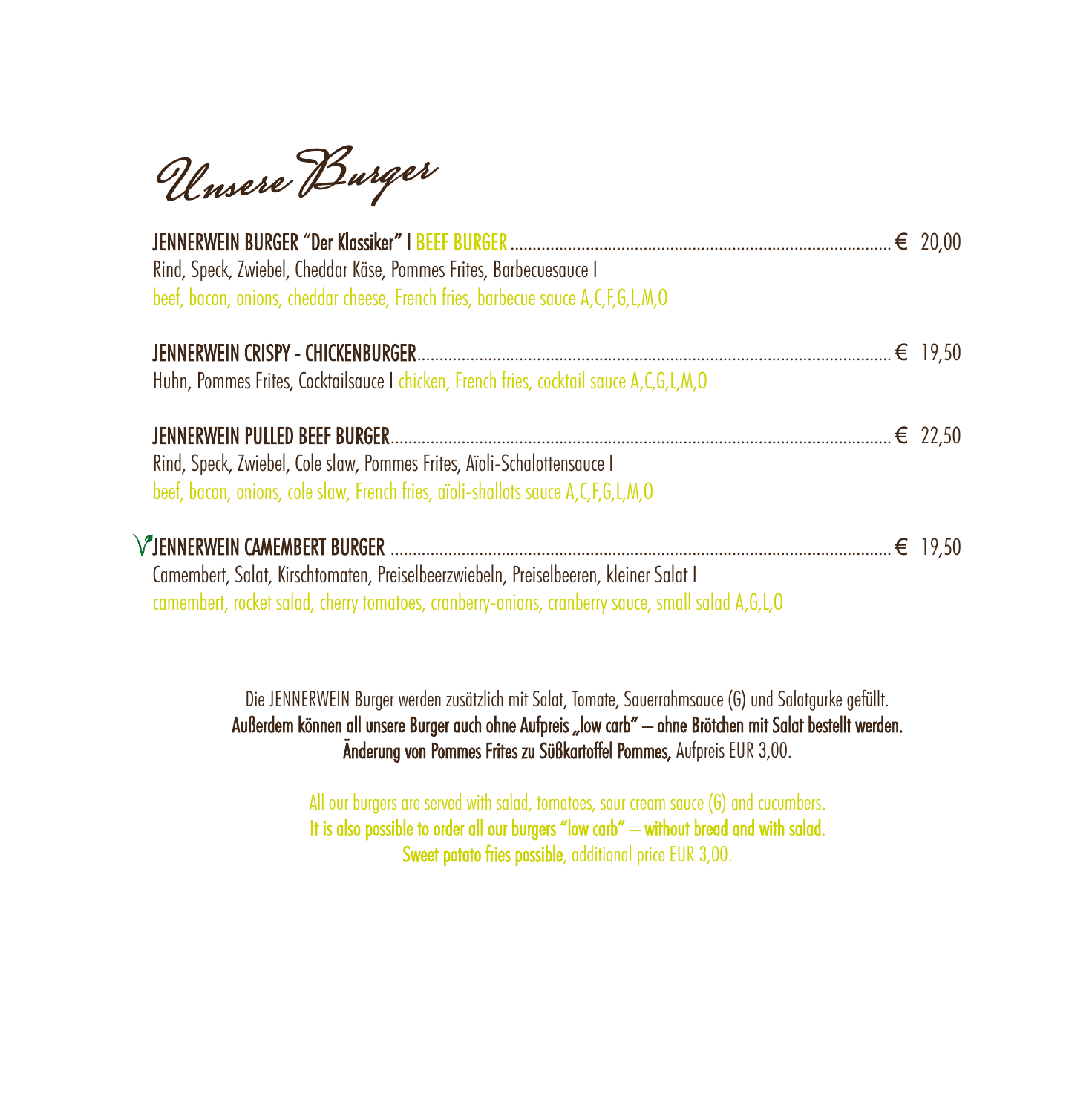# Unsere Burger

**JENNERWEIN BURGER "Der Klassiker" I BEEF BURGER** ........ € 20,00
Rind, Speck, Zwiebel, Cheddar Käse, Pommes Frites, Barbecuesauce I
beef, bacon, onions, cheddar cheese, French fries, barbecue sauce A,C,F,G,L,M,O

**JENNERWEIN CRISPY - CHICKENBURGER** ........ € 19,50
Huhn, Pommes Frites, Cocktailsauce I chicken, French fries, cocktail sauce A,C,G,L,M,O

**JENNERWEIN PULLED BEEF BURGER** ........ € 22,50
Rind, Speck, Zwiebel, Cole slaw, Pommes Frites, Aïoli-Schalottensauce I
beef, bacon, onions, cole slaw, French fries, aïoli-shallots sauce A,C,F,G,L,M,O

V **JENNERWEIN CAMEMBERT BURGER** ........ € 19,50
Camembert, Salat, Kirschtomaten, Preiselbeerzwiebeln, Preiselbeeren, kleiner Salat I
camembert, rocket salad, cherry tomatoes, cranberry-onions, cranberry sauce, small salad A,G,L,O

Die JENNERWEIN Burger werden zusätzlich mit Salat, Tomate, Sauerrahmsauce (G) und Salatgurke gefüllt.
**Außerdem können all unsere Burger auch ohne Aufpreis „low carb" – ohne Brötchen mit Salat bestellt werden.**
**Änderung von Pommes Frites zu Süßkartoffel Pommes,** Aufpreis EUR 3,00.

All our burgers are served with salad, tomatoes, sour cream sauce (G) and cucumbers.
**It is also possible to order all our burgers "low carb" – without bread and with salad.**
**Sweet potato fries possible**, additional price EUR 3,00.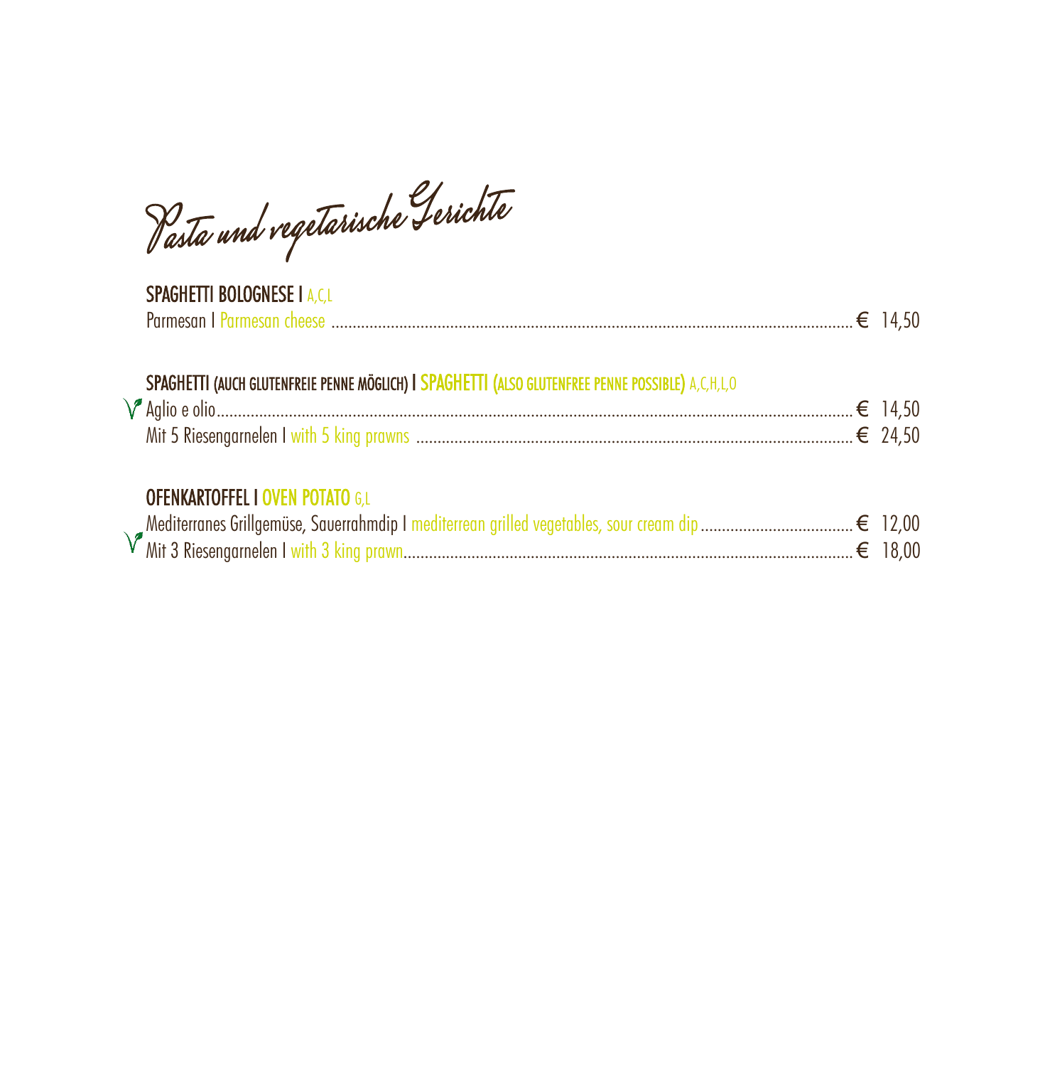# Pasta und vegetarische Gerichte

**SPAGHETTI BOLOGNESE I** A,C,L

Parmesan I Parmesan cheese ........ € 14,50

**SPAGHETTI (AUCH GLUTENFREIE PENNE MÖGLICH) I SPAGHETTI (ALSO GLUTENFREE PENNE POSSIBLE)** A,C,H,L,O

Aglio e olio ........ € 14,50
Mit 5 Riesengarnelen I with 5 king prawns ........ € 24,50

**OFENKARTOFFEL I OVEN POTATO** G,L

Mediterranes Grillgemüse, Sauerrahmdip I mediterrean grilled vegetables, sour cream dip ........ € 12,00
Mit 3 Riesengarnelen I with 3 king prawn ........ € 18,00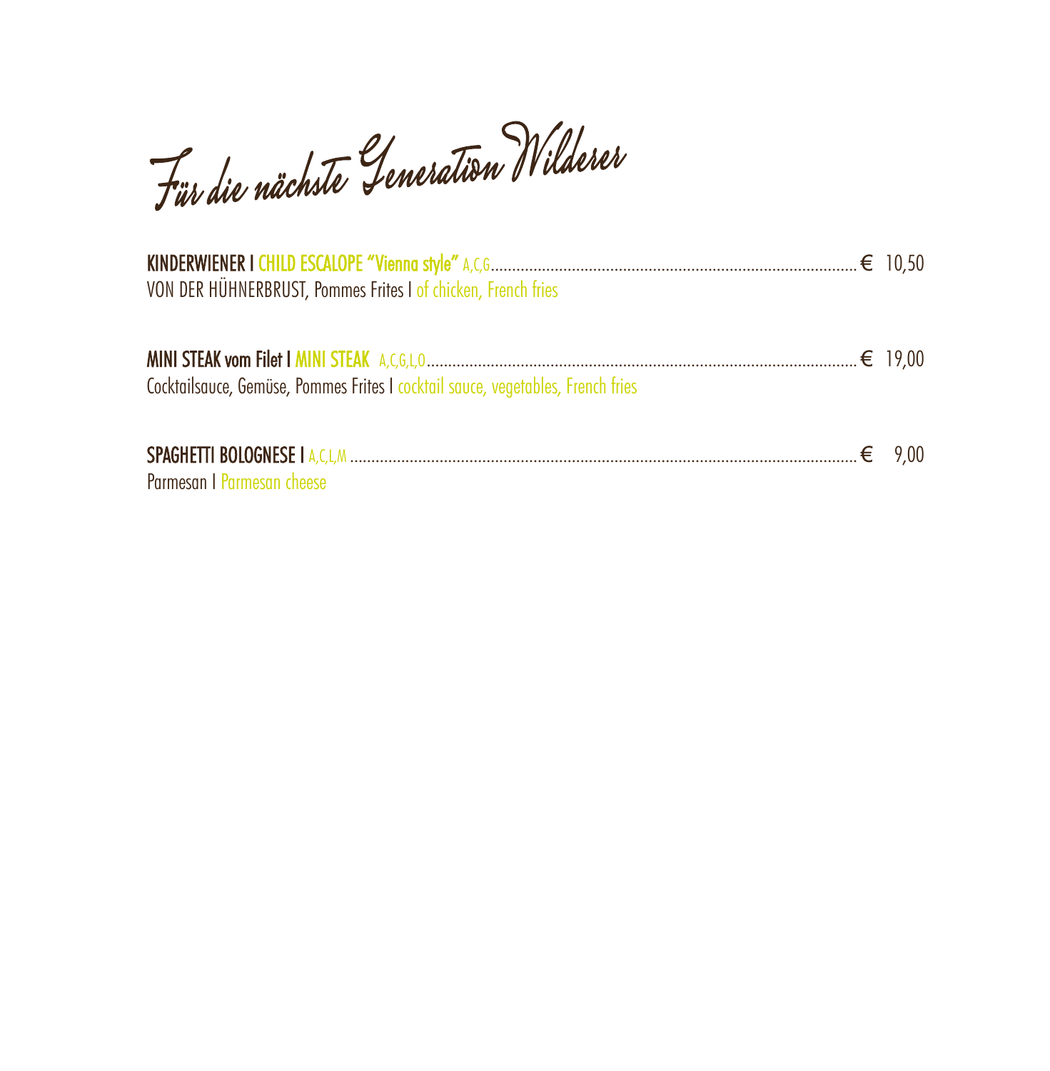# Für die nächste Generation Wilderer

**KINDERWIENER I CHILD ESCALOPE "Vienna style"** A,C,G .......... € 10,50
VON DER HÜHNERBRUST, Pommes Frites I of chicken, French fries

**MINI STEAK vom Filet I MINI STEAK** A,C,G,L,O .......... € 19,00
Cocktailsauce, Gemüse, Pommes Frites I cocktail sauce, vegetables, French fries

**SPAGHETTI BOLOGNESE I** A,C,L,M .......... € 9,00
Parmesan I Parmesan cheese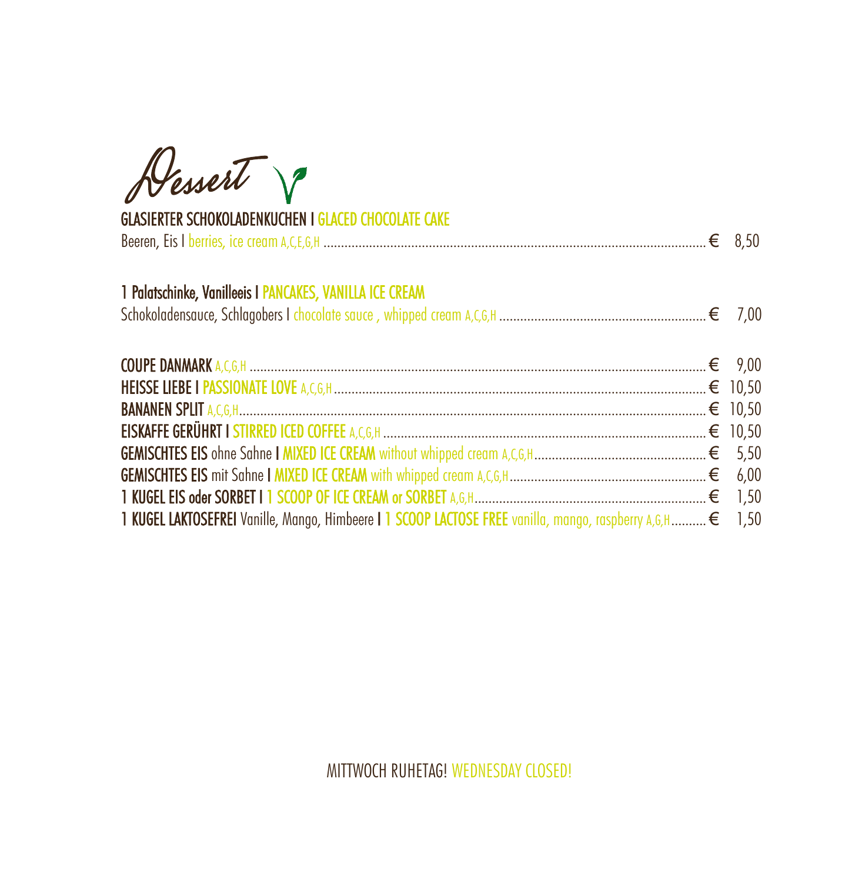# Dessert

**GLASIERTER SCHOKOLADENKUCHEN I GLACED CHOCOLATE CAKE**

Beeren, Eis I berries, ice cream A,C,E,G,H ........ € 8,50

**1 Palatschinke, Vanilleeis I PANCAKES, VANILLA ICE CREAM**

Schokoladensauce, Schlagobers I chocolate sauce , whipped cream A,C,G,H ........ € 7,00

**COUPE DANMARK** A,C,G,H ........ € 9,00
**HEISSE LIEBE I PASSIONATE LOVE** A,C,G,H ........ € 10,50
**BANANEN SPLIT** A,C,G,H ........ € 10,50
**EISKAFFE GERÜHRT I STIRRED ICED COFFEE** A,C,G,H ........ € 10,50
**GEMISCHTES EIS** ohne Sahne **I MIXED ICE CREAM** without whipped cream A,C,G,H ........ € 5,50
**GEMISCHTES EIS** mit Sahne **I MIXED ICE CREAM** with whipped cream A,C,G,H ........ € 6,00
**1 KUGEL EIS oder SORBET I 1 SCOOP OF ICE CREAM or SORBET** A,G,H ........ € 1,50
**1 KUGEL LAKTOSEFREI** Vanille, Mango, Himbeere **I 1 SCOOP LACTOSE FREE** vanilla, mango, raspberry A,G,H ........ € 1,50

MITTWOCH RUHETAG! WEDNESDAY CLOSED!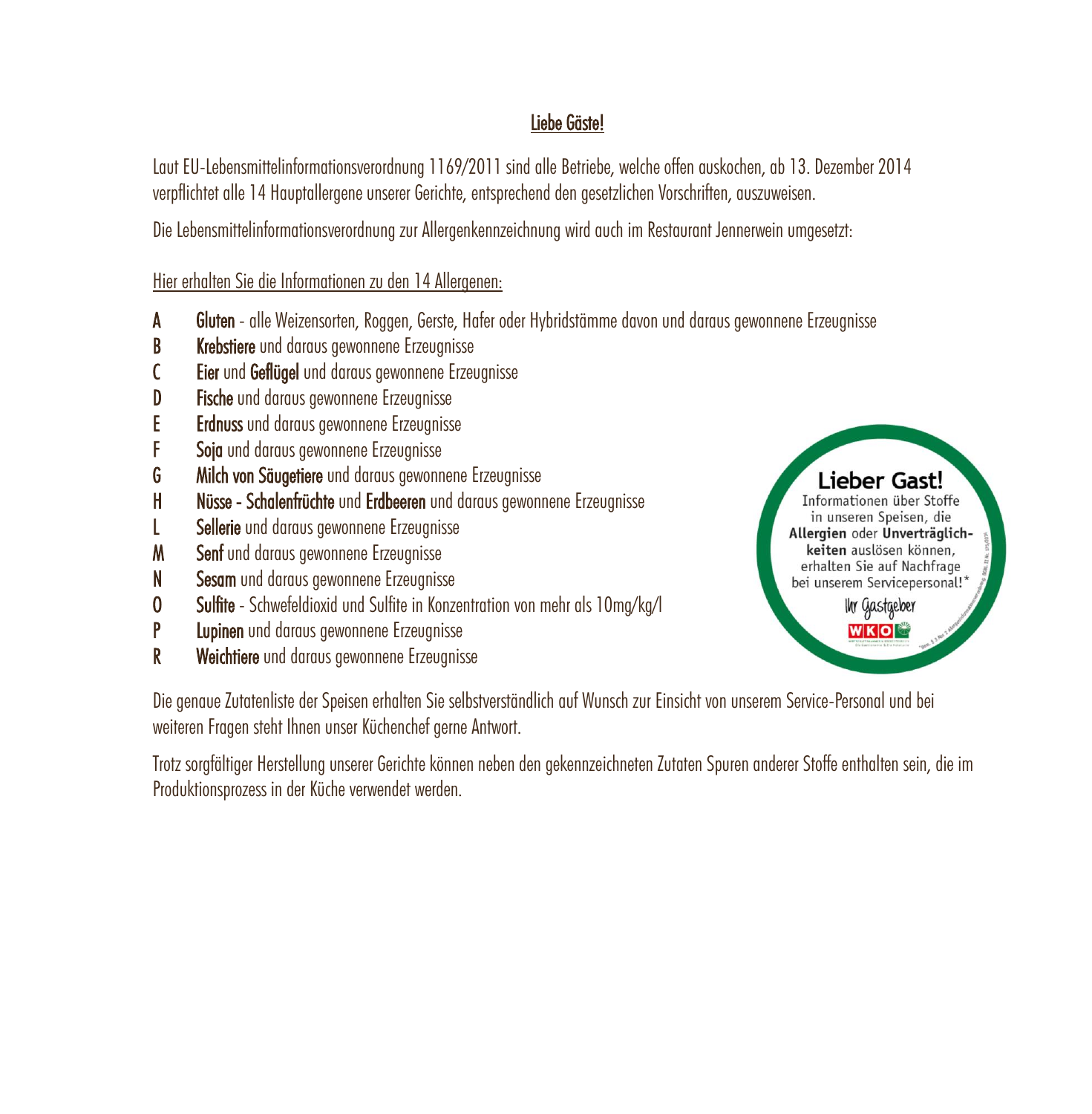## Liebe Gäste!

Laut EU-Lebensmittelinformationsverordnung 1169/2011 sind alle Betriebe, welche offen auskochen, ab 13. Dezember 2014 verpflichtet alle 14 Hauptallergene unserer Gerichte, entsprechend den gesetzlichen Vorschriften, auszuweisen.

Die Lebensmittelinformationsverordnung zur Allergenkennzeichnung wird auch im Restaurant Jennerwein umgesetzt:

Hier erhalten Sie die Informationen zu den 14 Allergenen:

A **Gluten** - alle Weizensorten, Roggen, Gerste, Hafer oder Hybridstämme davon und daraus gewonnene Erzeugnisse
B **Krebstiere** und daraus gewonnene Erzeugnisse
C **Eier** und **Geflügel** und daraus gewonnene Erzeugnisse
D **Fische** und daraus gewonnene Erzeugnisse
E **Erdnuss** und daraus gewonnene Erzeugnisse
F **Soja** und daraus gewonnene Erzeugnisse
G **Milch von Säugetiere** und daraus gewonnene Erzeugnisse
H **Nüsse - Schalenfrüchte** und **Erdbeeren** und daraus gewonnene Erzeugnisse
L **Sellerie** und daraus gewonnene Erzeugnisse
M **Senf** und daraus gewonnene Erzeugnisse
N **Sesam** und daraus gewonnene Erzeugnisse
O **Sulfite** - Schwefeldioxid und Sulfite in Konzentration von mehr als 10mg/kg/l
P **Lupinen** und daraus gewonnene Erzeugnisse
R **Weichtiere** und daraus gewonnene Erzeugnisse

**Lieber Gast!**
Informationen über Stoffe in unseren Speisen, die **Allergien** oder **Unverträglichkeiten** auslösen können, erhalten Sie auf Nachfrage bei unserem Servicepersonal!*
Ihr Gastgeber
WKO

Die genaue Zutatenliste der Speisen erhalten Sie selbstverständlich auf Wunsch zur Einsicht von unserem Service-Personal und bei weiteren Fragen steht Ihnen unser Küchenchef gerne Antwort.

Trotz sorgfältiger Herstellung unserer Gerichte können neben den gekennzeichneten Zutaten Spuren anderer Stoffe enthalten sein, die im Produktionsprozess in der Küche verwendet werden.